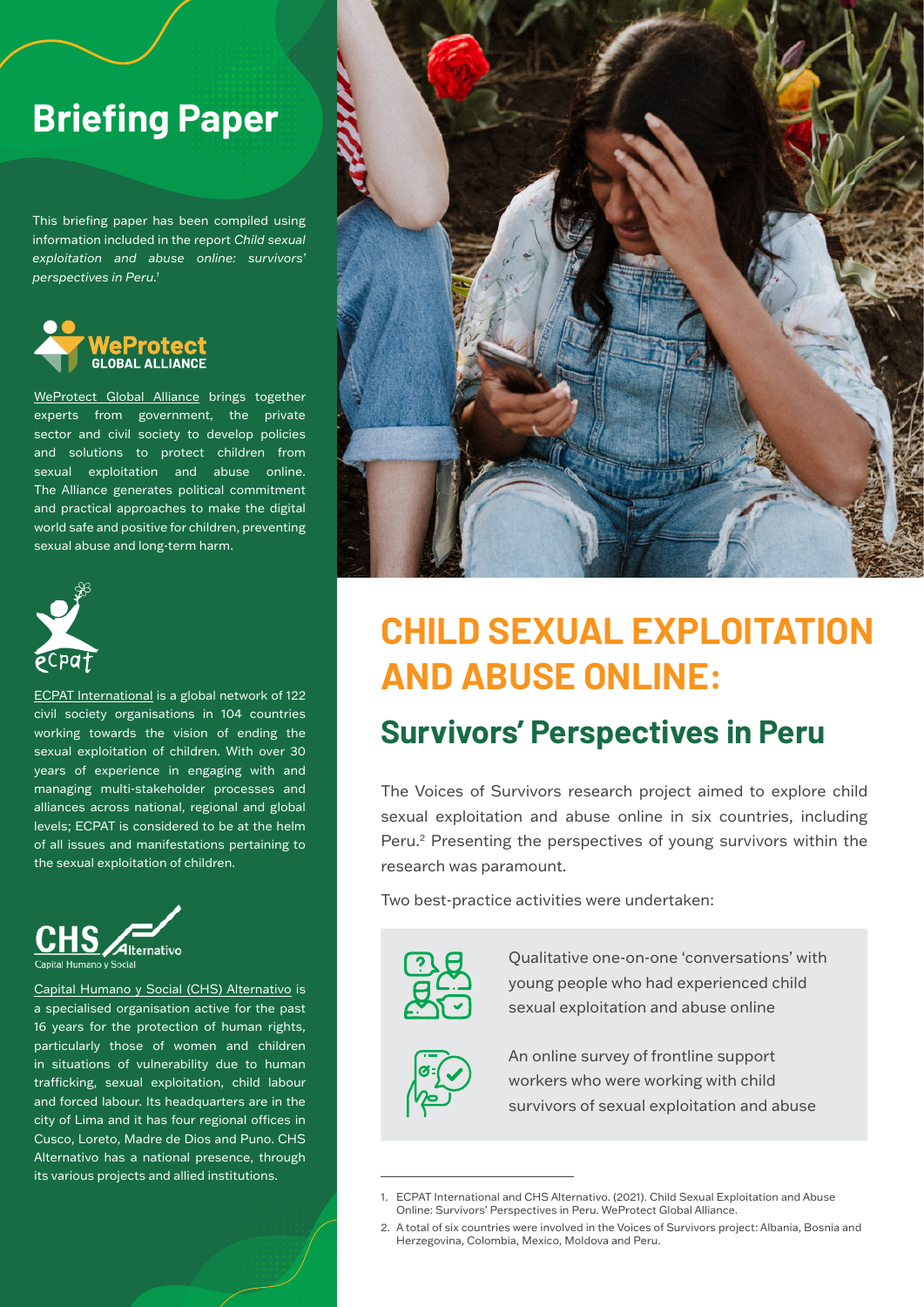# Briefing Paper

This briefing paper has been compiled using information included in the report *Child sexual exploitation and abuse online: survivors' perspectives in Peru.*[1]

WeProtect Global Alliance

WeProtect Global Alliance brings together experts from government, the private sector and civil society to develop policies and solutions to protect children from sexual exploitation and abuse online. The Alliance generates political commitment and practical approaches to make the digital world safe and positive for children, preventing sexual abuse and long-term harm.

ECPAT International is a global network of 122 civil society organisations in 104 countries working towards the vision of ending the sexual exploitation of children. With over 30 years of experience in engaging with and managing multi-stakeholder processes and alliances across national, regional and global levels; ECPAT is considered to be at the helm of all issues and manifestations pertaining to the sexual exploitation of children.

Capital Humano y Social (CHS) Alternativo is a specialised organisation active for the past 16 years for the protection of human rights, particularly those of women and children in situations of vulnerability due to human trafficking, sexual exploitation, child labour and forced labour. Its headquarters are in the city of Lima and it has four regional offices in Cusco, Loreto, Madre de Dios and Puno. CHS Alternativo has a national presence, through its various projects and allied institutions.

# CHILD SEXUAL EXPLOITATION AND ABUSE ONLINE:

## Survivors' Perspectives in Peru

The Voices of Survivors research project aimed to explore child sexual exploitation and abuse online in six countries, including Peru.[2] Presenting the perspectives of young survivors within the research was paramount.

Two best-practice activities were undertaken:

- Qualitative one-on-one 'conversations' with young people who had experienced child sexual exploitation and abuse online
- An online survey of frontline support workers who were working with child survivors of sexual exploitation and abuse

---

1. ECPAT International and CHS Alternativo. (2021). Child Sexual Exploitation and Abuse Online: Survivors' Perspectives in Peru. WeProtect Global Alliance.
2. A total of six countries were involved in the Voices of Survivors project: Albania, Bosnia and Herzegovina, Colombia, Mexico, Moldova and Peru.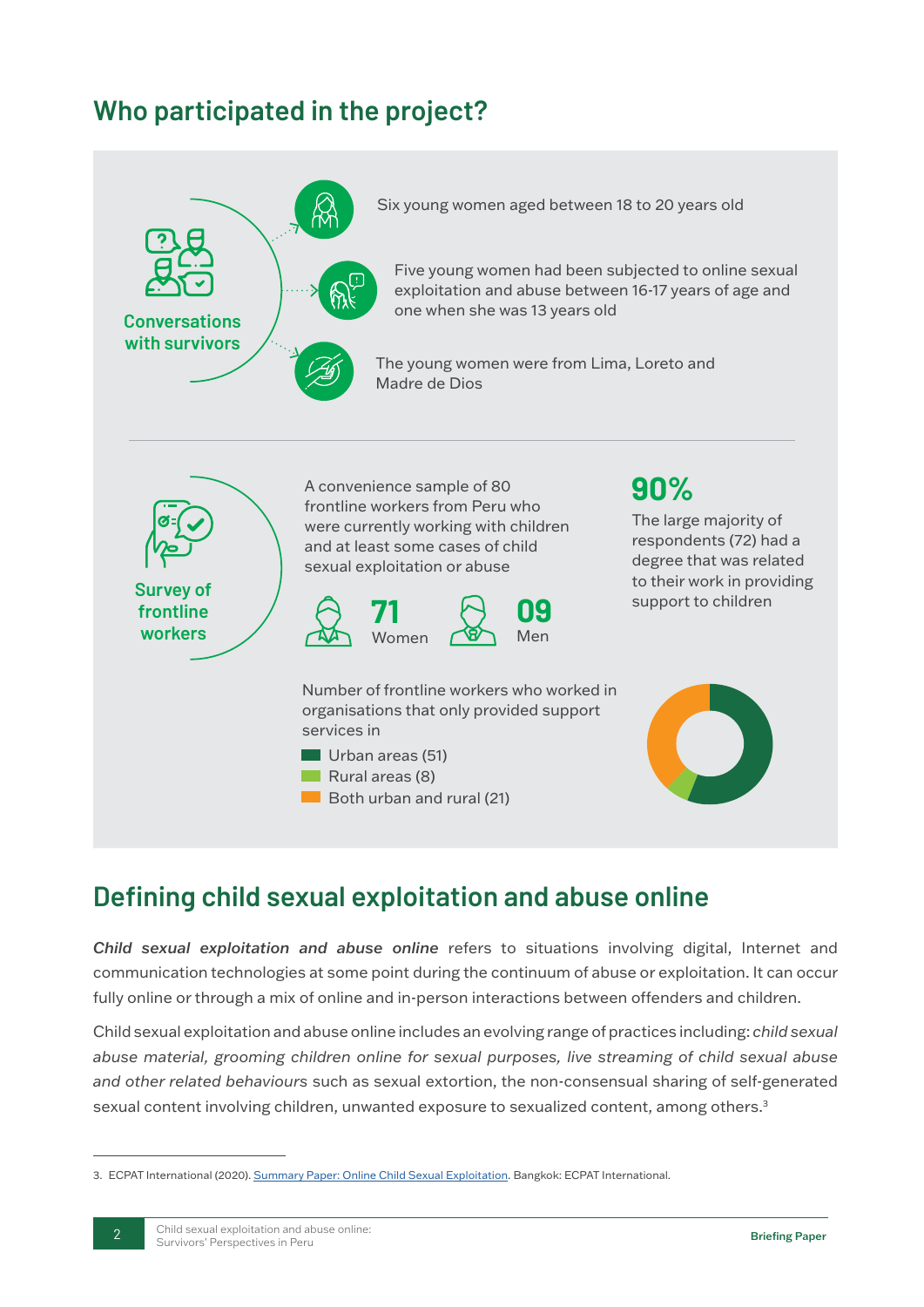## Who participated in the project?

**Conversations with survivors**

- Six young women aged between 18 to 20 years old
- Five young women had been subjected to online sexual exploitation and abuse between 16-17 years of age and one when she was 13 years old
- The young women were from Lima, Loreto and Madre de Dios

**Survey of frontline workers**

A convenience sample of 80 frontline workers from Peru who were currently working with children and at least some cases of child sexual exploitation or abuse

**71** Women

**09** Men

**90%**

The large majority of respondents (72) had a degree that was related to their work in providing support to children

Number of frontline workers who worked in organisations that only provided support services in

- Urban areas (51)
- Rural areas (8)
- Both urban and rural (21)

## Defining child sexual exploitation and abuse online

***Child sexual exploitation and abuse online*** refers to situations involving digital, Internet and communication technologies at some point during the continuum of abuse or exploitation. It can occur fully online or through a mix of online and in-person interactions between offenders and children.

Child sexual exploitation and abuse online includes an evolving range of practices including: *child sexual abuse material, grooming children online for sexual purposes, live streaming of child sexual abuse and other related behaviours* such as sexual extortion, the non-consensual sharing of self-generated sexual content involving children, unwanted exposure to sexualized content, among others.[3]

---

3. ECPAT International (2020). Summary Paper: Online Child Sexual Exploitation. Bangkok: ECPAT International.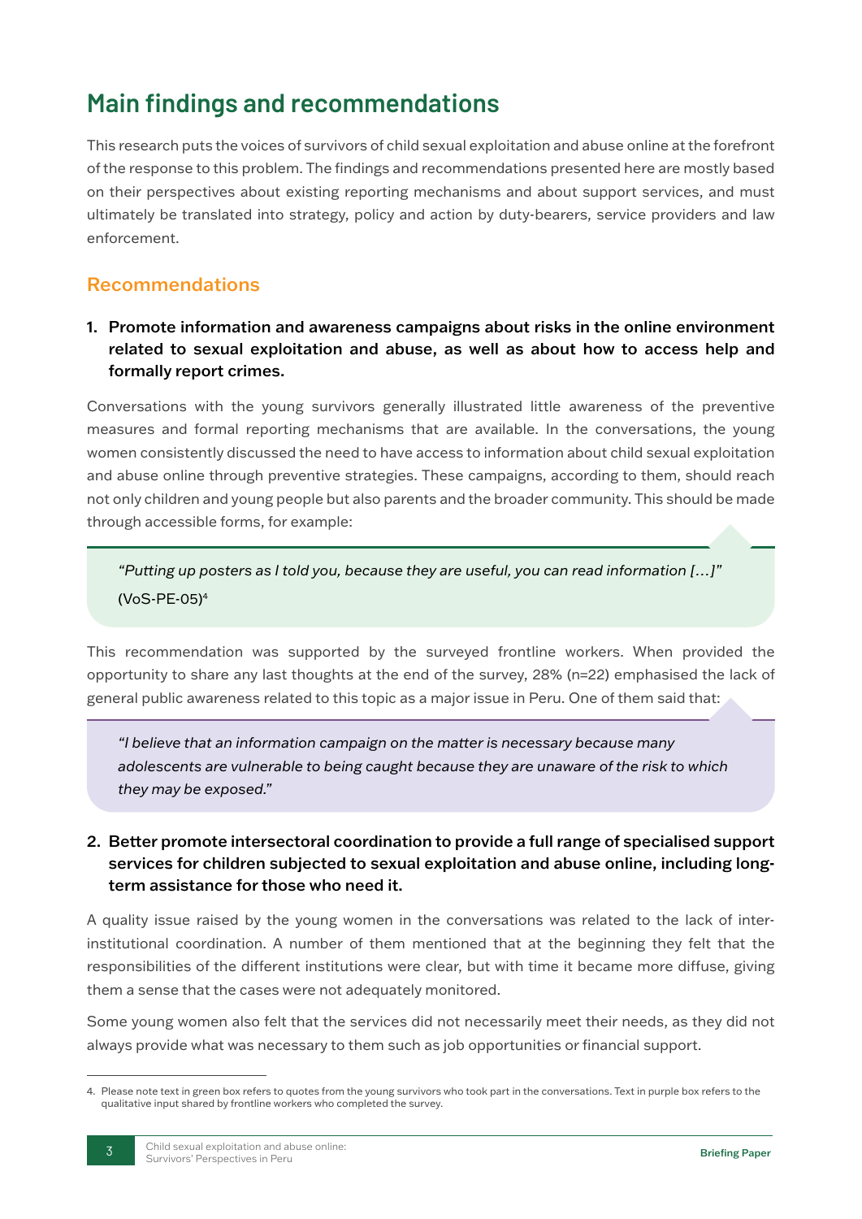## Main findings and recommendations

This research puts the voices of survivors of child sexual exploitation and abuse online at the forefront of the response to this problem. The findings and recommendations presented here are mostly based on their perspectives about existing reporting mechanisms and about support services, and must ultimately be translated into strategy, policy and action by duty-bearers, service providers and law enforcement.

### Recommendations

**1. Promote information and awareness campaigns about risks in the online environment related to sexual exploitation and abuse, as well as about how to access help and formally report crimes.**

Conversations with the young survivors generally illustrated little awareness of the preventive measures and formal reporting mechanisms that are available. In the conversations, the young women consistently discussed the need to have access to information about child sexual exploitation and abuse online through preventive strategies. These campaigns, according to them, should reach not only children and young people but also parents and the broader community. This should be made through accessible forms, for example:

> *"Putting up posters as I told you, because they are useful, you can read information […]"* (VoS-PE-05)[4]

This recommendation was supported by the surveyed frontline workers. When provided the opportunity to share any last thoughts at the end of the survey, 28% (n=22) emphasised the lack of general public awareness related to this topic as a major issue in Peru. One of them said that:

> *"I believe that an information campaign on the matter is necessary because many adolescents are vulnerable to being caught because they are unaware of the risk to which they may be exposed."*

**2. Better promote intersectoral coordination to provide a full range of specialised support services for children subjected to sexual exploitation and abuse online, including long-term assistance for those who need it.**

A quality issue raised by the young women in the conversations was related to the lack of inter-institutional coordination. A number of them mentioned that at the beginning they felt that the responsibilities of the different institutions were clear, but with time it became more diffuse, giving them a sense that the cases were not adequately monitored.

Some young women also felt that the services did not necessarily meet their needs, as they did not always provide what was necessary to them such as job opportunities or financial support.

---

4. Please note text in green box refers to quotes from the young survivors who took part in the conversations. Text in purple box refers to the qualitative input shared by frontline workers who completed the survey.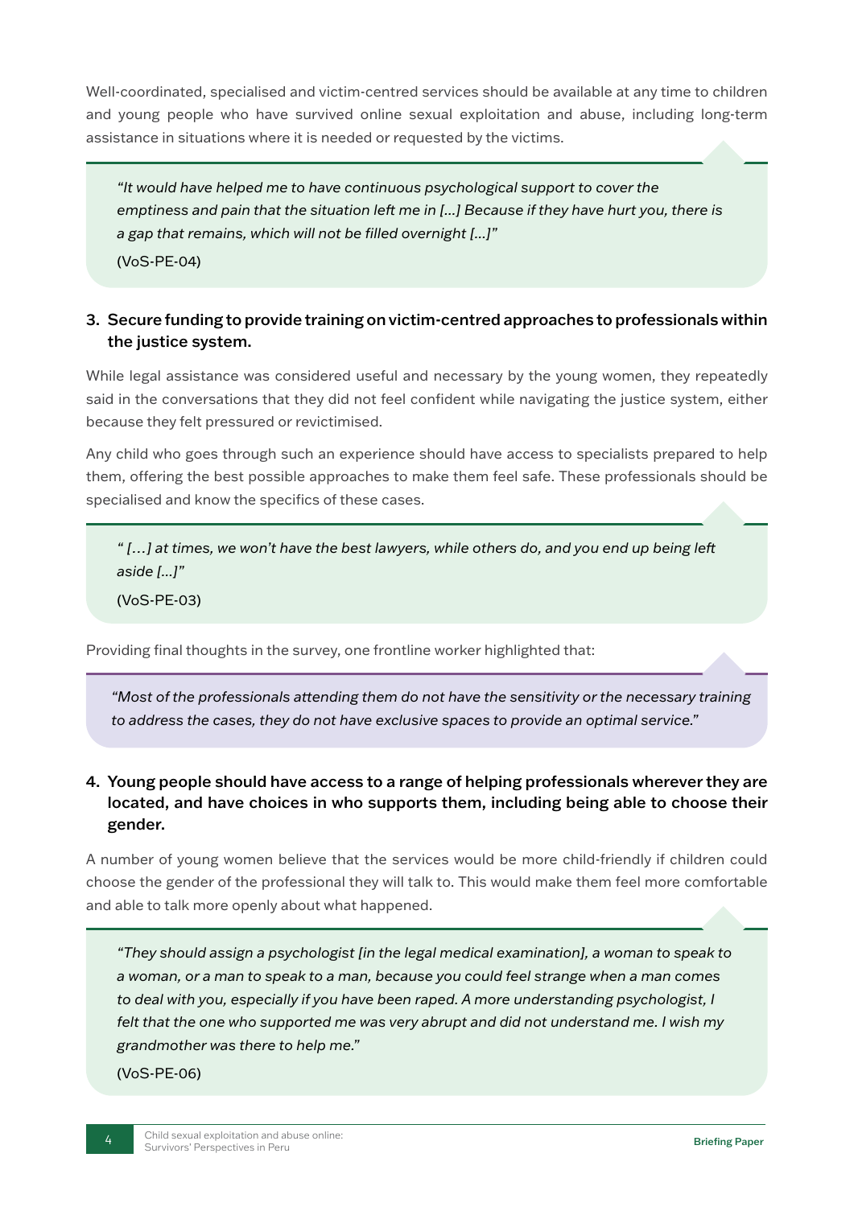Well-coordinated, specialised and victim-centred services should be available at any time to children and young people who have survived online sexual exploitation and abuse, including long-term assistance in situations where it is needed or requested by the victims.

> *"It would have helped me to have continuous psychological support to cover the emptiness and pain that the situation left me in [...] Because if they have hurt you, there is a gap that remains, which will not be filled overnight [...]"*
>
> (VoS-PE-04)

### 3. Secure funding to provide training on victim-centred approaches to professionals within the justice system.

While legal assistance was considered useful and necessary by the young women, they repeatedly said in the conversations that they did not feel confident while navigating the justice system, either because they felt pressured or revictimised.

Any child who goes through such an experience should have access to specialists prepared to help them, offering the best possible approaches to make them feel safe. These professionals should be specialised and know the specifics of these cases.

> *" […] at times, we won't have the best lawyers, while others do, and you end up being left aside [...]"*
>
> (VoS-PE-03)

Providing final thoughts in the survey, one frontline worker highlighted that:

> *"Most of the professionals attending them do not have the sensitivity or the necessary training to address the cases, they do not have exclusive spaces to provide an optimal service."*

### 4. Young people should have access to a range of helping professionals wherever they are located, and have choices in who supports them, including being able to choose their gender.

A number of young women believe that the services would be more child-friendly if children could choose the gender of the professional they will talk to. This would make them feel more comfortable and able to talk more openly about what happened.

> *"They should assign a psychologist [in the legal medical examination], a woman to speak to a woman, or a man to speak to a man, because you could feel strange when a man comes to deal with you, especially if you have been raped. A more understanding psychologist, I felt that the one who supported me was very abrupt and did not understand me. I wish my grandmother was there to help me."*
>
> (VoS-PE-06)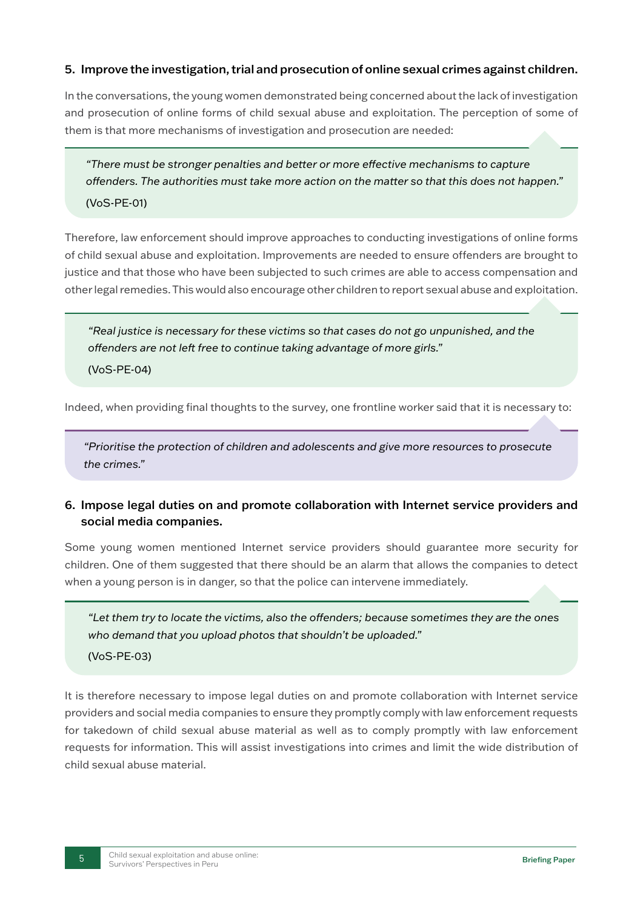### 5. Improve the investigation, trial and prosecution of online sexual crimes against children.

In the conversations, the young women demonstrated being concerned about the lack of investigation and prosecution of online forms of child sexual abuse and exploitation. The perception of some of them is that more mechanisms of investigation and prosecution are needed:

> *"There must be stronger penalties and better or more effective mechanisms to capture offenders. The authorities must take more action on the matter so that this does not happen."*
>
> (VoS-PE-01)

Therefore, law enforcement should improve approaches to conducting investigations of online forms of child sexual abuse and exploitation. Improvements are needed to ensure offenders are brought to justice and that those who have been subjected to such crimes are able to access compensation and other legal remedies. This would also encourage other children to report sexual abuse and exploitation.

> *"Real justice is necessary for these victims so that cases do not go unpunished, and the offenders are not left free to continue taking advantage of more girls."*
>
> (VoS-PE-04)

Indeed, when providing final thoughts to the survey, one frontline worker said that it is necessary to:

> *"Prioritise the protection of children and adolescents and give more resources to prosecute the crimes."*

### 6. Impose legal duties on and promote collaboration with Internet service providers and social media companies.

Some young women mentioned Internet service providers should guarantee more security for children. One of them suggested that there should be an alarm that allows the companies to detect when a young person is in danger, so that the police can intervene immediately.

> *"Let them try to locate the victims, also the offenders; because sometimes they are the ones who demand that you upload photos that shouldn't be uploaded."*
>
> (VoS-PE-03)

It is therefore necessary to impose legal duties on and promote collaboration with Internet service providers and social media companies to ensure they promptly comply with law enforcement requests for takedown of child sexual abuse material as well as to comply promptly with law enforcement requests for information. This will assist investigations into crimes and limit the wide distribution of child sexual abuse material.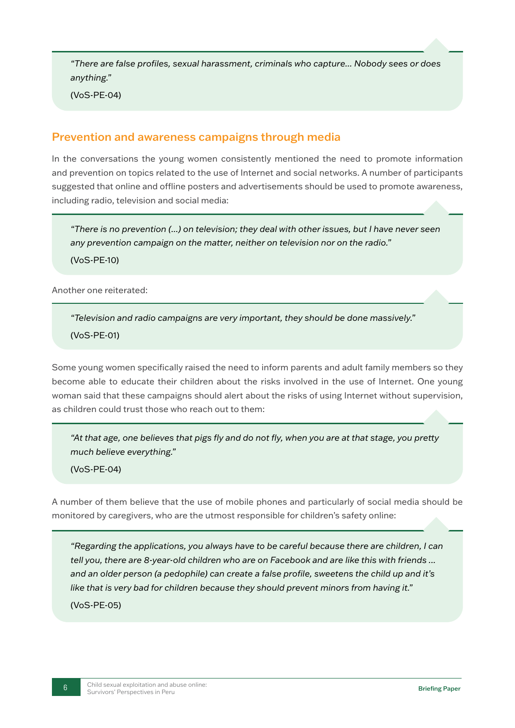> *"There are false profiles, sexual harassment, criminals who capture... Nobody sees or does anything."*
>
> (VoS-PE-04)

## Prevention and awareness campaigns through media

In the conversations the young women consistently mentioned the need to promote information and prevention on topics related to the use of Internet and social networks. A number of participants suggested that online and offline posters and advertisements should be used to promote awareness, including radio, television and social media:

> *"There is no prevention (...) on television; they deal with other issues, but I have never seen any prevention campaign on the matter, neither on television nor on the radio."*
>
> (VoS-PE-10)

Another one reiterated:

> *"Television and radio campaigns are very important, they should be done massively."*
>
> (VoS-PE-01)

Some young women specifically raised the need to inform parents and adult family members so they become able to educate their children about the risks involved in the use of Internet. One young woman said that these campaigns should alert about the risks of using Internet without supervision, as children could trust those who reach out to them:

> *"At that age, one believes that pigs fly and do not fly, when you are at that stage, you pretty much believe everything."*
>
> (VoS-PE-04)

A number of them believe that the use of mobile phones and particularly of social media should be monitored by caregivers, who are the utmost responsible for children's safety online:

> *"Regarding the applications, you always have to be careful because there are children, I can tell you, there are 8-year-old children who are on Facebook and are like this with friends ... and an older person (a pedophile) can create a false profile, sweetens the child up and it's like that is very bad for children because they should prevent minors from having it."*
>
> (VoS-PE-05)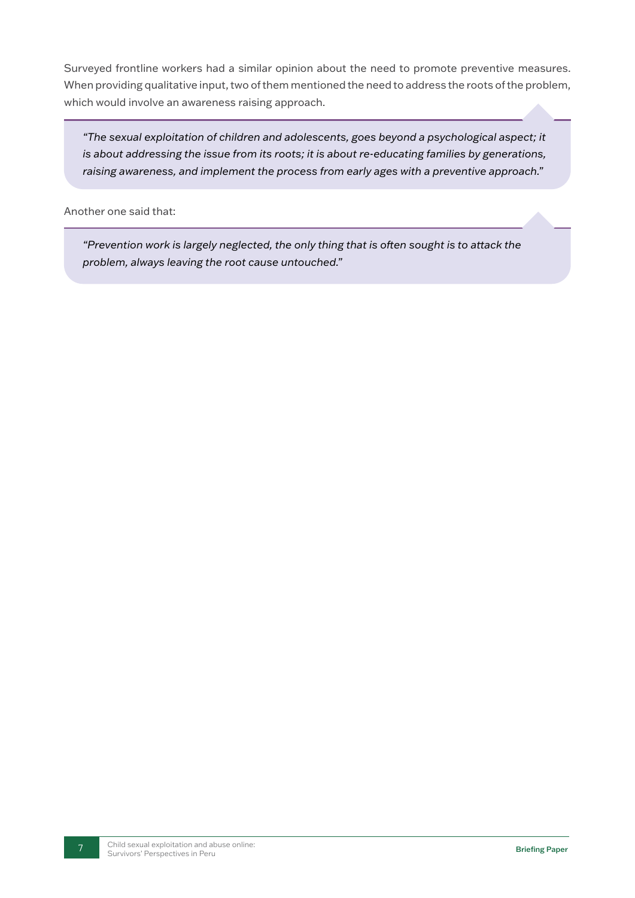Surveyed frontline workers had a similar opinion about the need to promote preventive measures. When providing qualitative input, two of them mentioned the need to address the roots of the problem, which would involve an awareness raising approach.

> *"The sexual exploitation of children and adolescents, goes beyond a psychological aspect; it is about addressing the issue from its roots; it is about re-educating families by generations, raising awareness, and implement the process from early ages with a preventive approach."*

Another one said that:

> *"Prevention work is largely neglected, the only thing that is often sought is to attack the problem, always leaving the root cause untouched."*